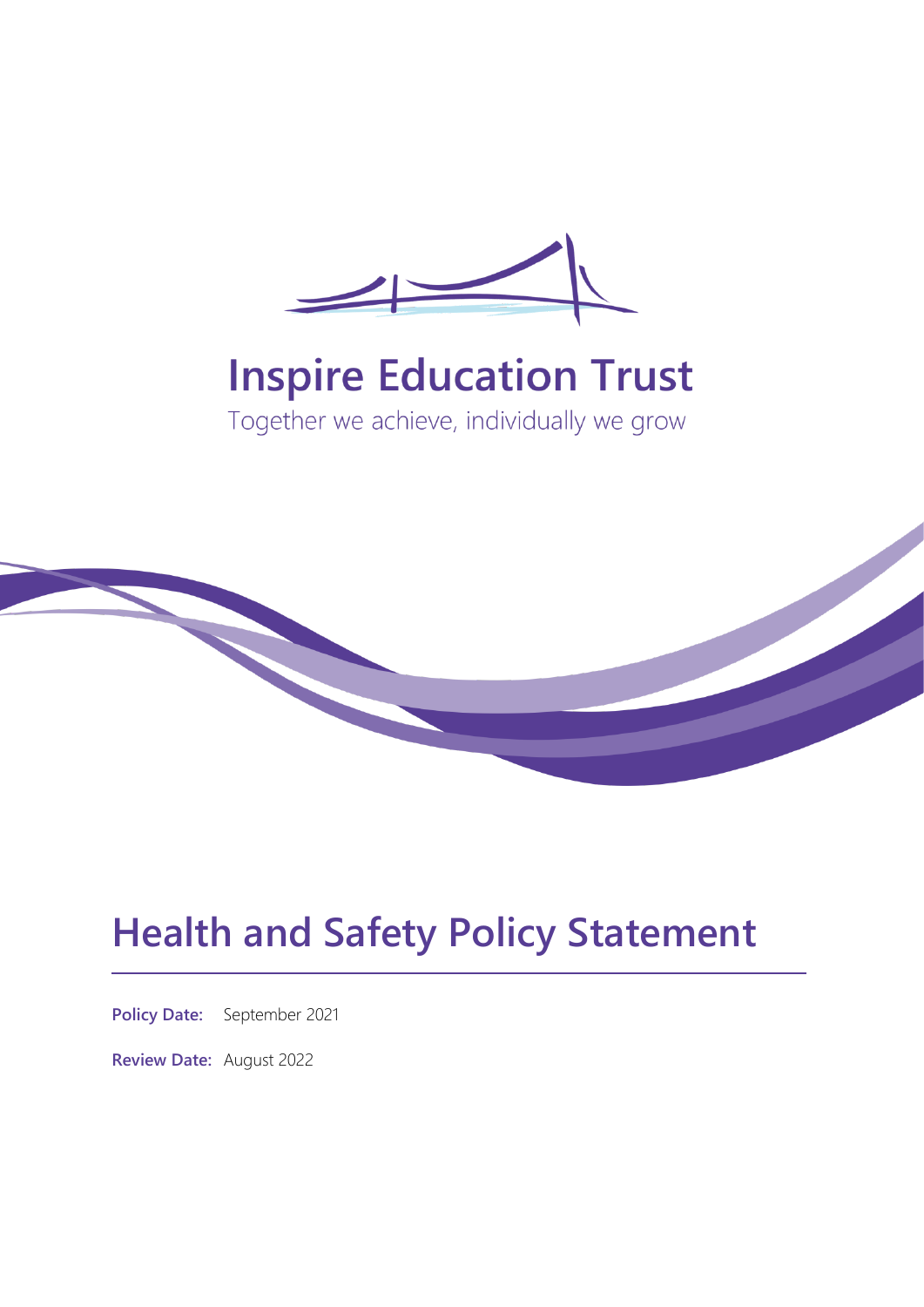Inspire Education Trust

Together we achieve, individually we grow

# Health and Safety Policy Statement

**Policy Date:** September 2021

**Review Date:** August 2022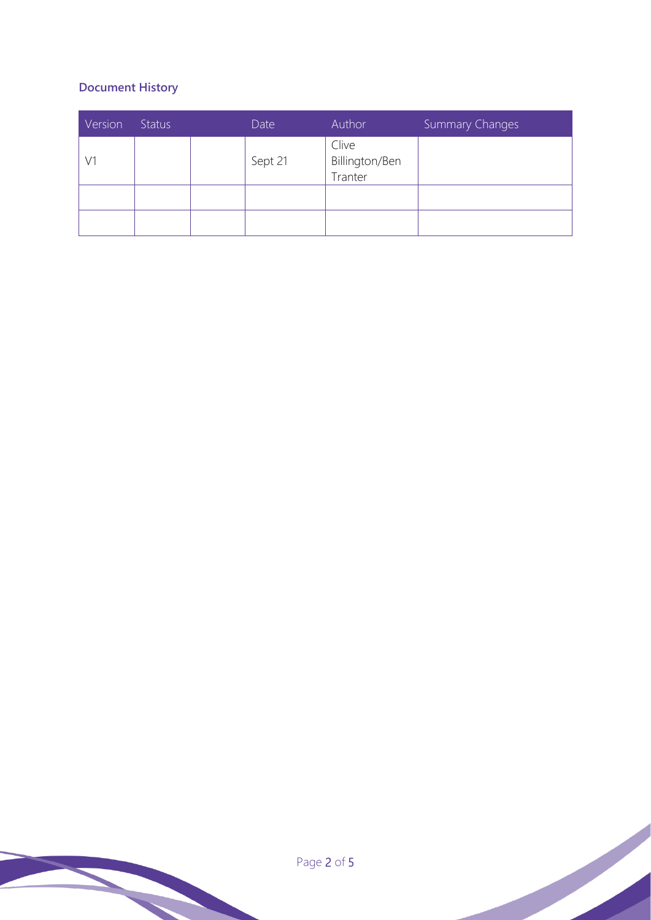## Document History

| Version | Status | | Date | Author | Summary Changes |
|---|---|---|---|---|---|
| V1 | | | Sept 21 | Clive Billington/Ben Tranter | |
| | | | | | |
| | | | | | |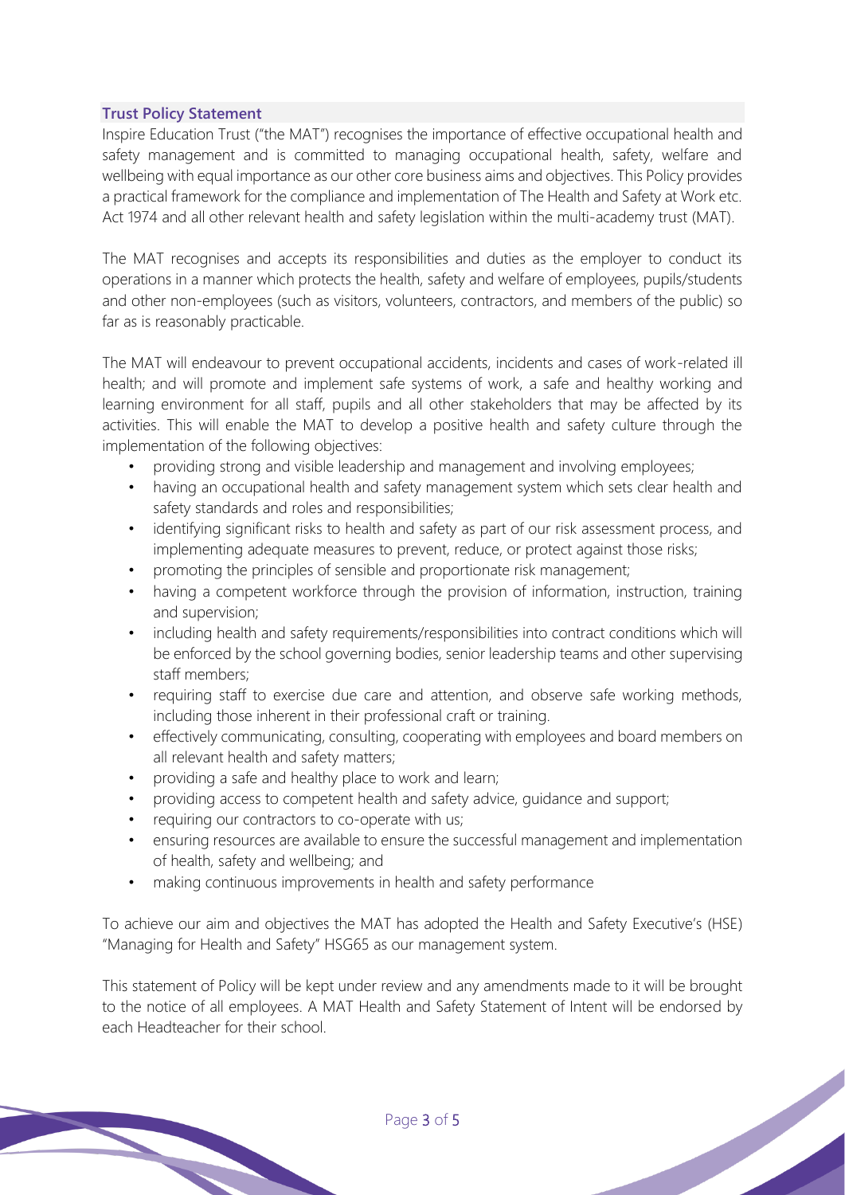## Trust Policy Statement

Inspire Education Trust ("the MAT") recognises the importance of effective occupational health and safety management and is committed to managing occupational health, safety, welfare and wellbeing with equal importance as our other core business aims and objectives. This Policy provides a practical framework for the compliance and implementation of The Health and Safety at Work etc. Act 1974 and all other relevant health and safety legislation within the multi-academy trust (MAT).

The MAT recognises and accepts its responsibilities and duties as the employer to conduct its operations in a manner which protects the health, safety and welfare of employees, pupils/students and other non-employees (such as visitors, volunteers, contractors, and members of the public) so far as is reasonably practicable.

The MAT will endeavour to prevent occupational accidents, incidents and cases of work-related ill health; and will promote and implement safe systems of work, a safe and healthy working and learning environment for all staff, pupils and all other stakeholders that may be affected by its activities. This will enable the MAT to develop a positive health and safety culture through the implementation of the following objectives:

- providing strong and visible leadership and management and involving employees;
- having an occupational health and safety management system which sets clear health and safety standards and roles and responsibilities;
- identifying significant risks to health and safety as part of our risk assessment process, and implementing adequate measures to prevent, reduce, or protect against those risks;
- promoting the principles of sensible and proportionate risk management;
- having a competent workforce through the provision of information, instruction, training and supervision;
- including health and safety requirements/responsibilities into contract conditions which will be enforced by the school governing bodies, senior leadership teams and other supervising staff members;
- requiring staff to exercise due care and attention, and observe safe working methods, including those inherent in their professional craft or training.
- effectively communicating, consulting, cooperating with employees and board members on all relevant health and safety matters;
- providing a safe and healthy place to work and learn;
- providing access to competent health and safety advice, guidance and support;
- requiring our contractors to co-operate with us;
- ensuring resources are available to ensure the successful management and implementation of health, safety and wellbeing; and
- making continuous improvements in health and safety performance

To achieve our aim and objectives the MAT has adopted the Health and Safety Executive's (HSE) "Managing for Health and Safety" HSG65 as our management system.

This statement of Policy will be kept under review and any amendments made to it will be brought to the notice of all employees. A MAT Health and Safety Statement of Intent will be endorsed by each Headteacher for their school.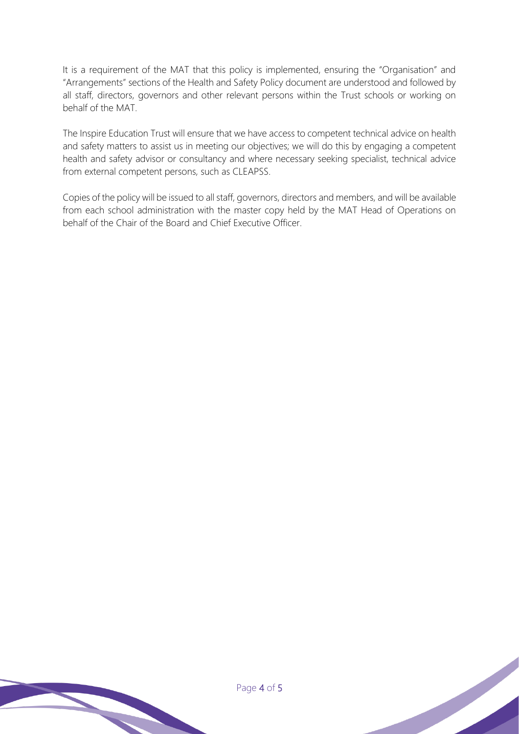It is a requirement of the MAT that this policy is implemented, ensuring the "Organisation" and "Arrangements" sections of the Health and Safety Policy document are understood and followed by all staff, directors, governors and other relevant persons within the Trust schools or working on behalf of the MAT.

The Inspire Education Trust will ensure that we have access to competent technical advice on health and safety matters to assist us in meeting our objectives; we will do this by engaging a competent health and safety advisor or consultancy and where necessary seeking specialist, technical advice from external competent persons, such as CLEAPSS.

Copies of the policy will be issued to all staff, governors, directors and members, and will be available from each school administration with the master copy held by the MAT Head of Operations on behalf of the Chair of the Board and Chief Executive Officer.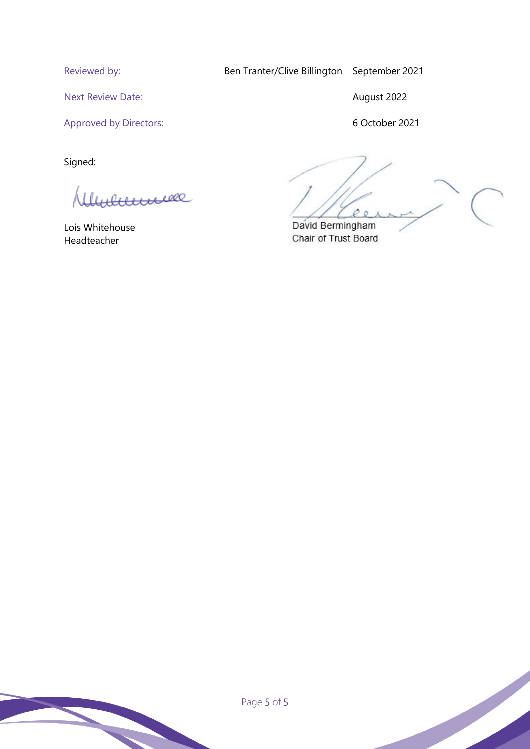| | | |
|---|---|---|
| Reviewed by: | Ben Tranter/Clive Billington | September 2021 |
| Next Review Date: | | August 2022 |
| Approved by Directors: | | 6 October 2021 |

Signed:

Lois Whitehouse
Headteacher

David Bermingham
Chair of Trust Board